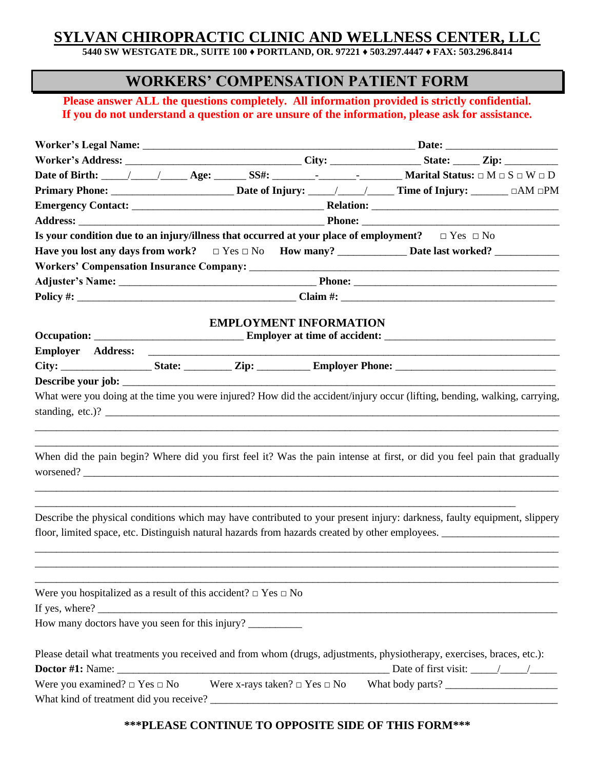# SYLVAN CHIROPRACTIC CLINIC AND WELLNESS CENTER, LLC

**5440 SW WESTGATE DR., SUITE 100 ♦ PORTLAND, OR. 97221 ♦ 503.297.4447 ♦ FAX: 503.296.8414**

## WORKERS' COMPENSATION PATIENT FORM

**Please answer ALL the questions completely. All information provided is strictly confidential.
If you do not understand a question or are unsure of the information, please ask for assistance.**

**Worker's Legal Name:** ________________________________________________ **Date:** ____________________

**Worker's Address:** ______________________________ **City:** ________________ **State:** _____ **Zip:** __________

**Date of Birth:** _____/_____/_____ **Age:** ______ **SS#:** ________-_______-________ **Marital Status:** □ M □ S □ W □ D

**Primary Phone:** ______________________ **Date of Injury:** _____/_____/_____ **Time of Injury:** _______ □AM □PM

**Emergency Contact:** ___________________________________ **Relation:** ___________________________________

**Address:** _____________________________________________ **Phone:** ____________________________________

**Is your condition due to an injury/illness that occurred at your place of employment?** □ Yes □ No

**Have you lost any days from work?** □ Yes □ No **How many?** ____________ **Date last worked?** ____________

**Workers' Compensation Insurance Company:** ____________________________________________________________

**Adjuster's Name:** ___________________________________ **Phone:** _____________________________________

**Policy #:** _______________________________________ **Claim #:** ________________________________________

### EMPLOYMENT INFORMATION

**Occupation:** ___________________________ **Employer at time of accident:** _______________________________

**Employer Address:** ___________________________________________________________________________

**City:** ________________ **State:** _________ **Zip:** __________ **Employer Phone:** ____________________________

**Describe your job:** ____________________________________________________________________________

What were you doing at the time you were injured? How did the accident/injury occur (lifting, bending, walking, carrying, standing, etc.)? ______________________________________________________________________________

_____________________________________________________________________________________________

_____________________________________________________________________________________________

When did the pain begin? Where did you first feel it? Was the pain intense at first, or did you feel pain that gradually worsened? _____________________________________________________________________________________

_____________________________________________________________________________________________

_____________________________________________________________________________________________

Describe the physical conditions which may have contributed to your present injury: darkness, faulty equipment, slippery floor, limited space, etc. Distinguish natural hazards from hazards created by other employees. ______________________

_____________________________________________________________________________________________

_____________________________________________________________________________________________

_____________________________________________________________________________________________

Were you hospitalized as a result of this accident? □ Yes □ No

If yes, where? ________________________________________________________________________________

How many doctors have you seen for this injury? __________

Please detail what treatments you received and from whom (drugs, adjustments, physiotherapy, exercises, braces, etc.):

**Doctor #1:** Name: ____________________________________________________ Date of first visit: _____/_____/_____

Were you examined? □ Yes □ No Were x-rays taken? □ Yes □ No What body parts? ____________________

What kind of treatment did you receive? ______________________________________________________________

**\*\*\*PLEASE CONTINUE TO OPPOSITE SIDE OF THIS FORM\*\*\***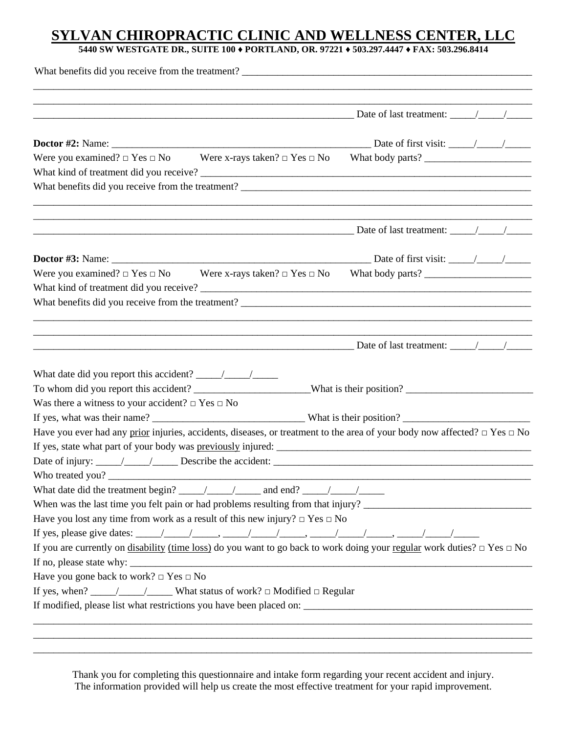# SYLVAN CHIROPRACTIC CLINIC AND WELLNESS CENTER, LLC

**5440 SW WESTGATE DR., SUITE 100 ♦ PORTLAND, OR. 97221 ♦ 503.297.4447 ♦ FAX: 503.296.8414**

What benefits did you receive from the treatment? ___________________________________________

___________________________________________________________________________

___________________________________________________________________________

___________________________________________________ Date of last treatment: _____/_____/_____

**Doctor #2:** Name: _________________________________________ Date of first visit: _____/_____/_____

Were you examined? □ Yes □ No  Were x-rays taken? □ Yes □ No  What body parts? _________________

What kind of treatment did you receive? ______________________________________________________

What benefits did you receive from the treatment? ___________________________________________

___________________________________________________________________________

___________________________________________________________________________

___________________________________________________ Date of last treatment: _____/_____/_____

**Doctor #3:** Name: _________________________________________ Date of first visit: _____/_____/_____

Were you examined? □ Yes □ No  Were x-rays taken? □ Yes □ No  What body parts? _________________

What kind of treatment did you receive? ______________________________________________________

What benefits did you receive from the treatment? ___________________________________________

___________________________________________________________________________

___________________________________________________________________________

___________________________________________________ Date of last treatment: _____/_____/_____

What date did you report this accident? _____/_____/_____

To whom did you report this accident? _______________________What is their position? _________________________

Was there a witness to your accident? □ Yes □ No

If yes, what was their name? ______________________________ What is their position? _________________________

Have you ever had any <u>prior</u> injuries, accidents, diseases, or treatment to the area of your body now affected? □ Yes □ No

If yes, state what part of your body was <u>previously</u> injured: ___________________________________________________

Date of injury: _____/_____/_____ Describe the accident: _____________________________________________________

Who treated you? ______________________________________________________________________________

What date did the treatment begin? _____/_____/_____ and end? _____/_____/_____

When was the last time you felt pain or had problems resulting from that injury? _________________________________

Have you lost any time from work as a result of this new injury? □ Yes □ No

If yes, please give dates: _____/_____/_____, _____/_____/_____, _____/_____/_____, _____/_____/_____

If you are currently on <u>disability</u> <u>(time loss)</u> do you want to go back to work doing your <u>regular</u> work duties? □ Yes □ No

If no, please state why: ________________________________________________________________________________

Have you gone back to work? □ Yes □ No

If yes, when? _____/_____/_____ What status of work? □ Modified □ Regular

If modified, please list what restrictions you have been placed on: _______________________________________________

___________________________________________________________________________

___________________________________________________________________________

___________________________________________________________________________

Thank you for completing this questionnaire and intake form regarding your recent accident and injury. The information provided will help us create the most effective treatment for your rapid improvement.